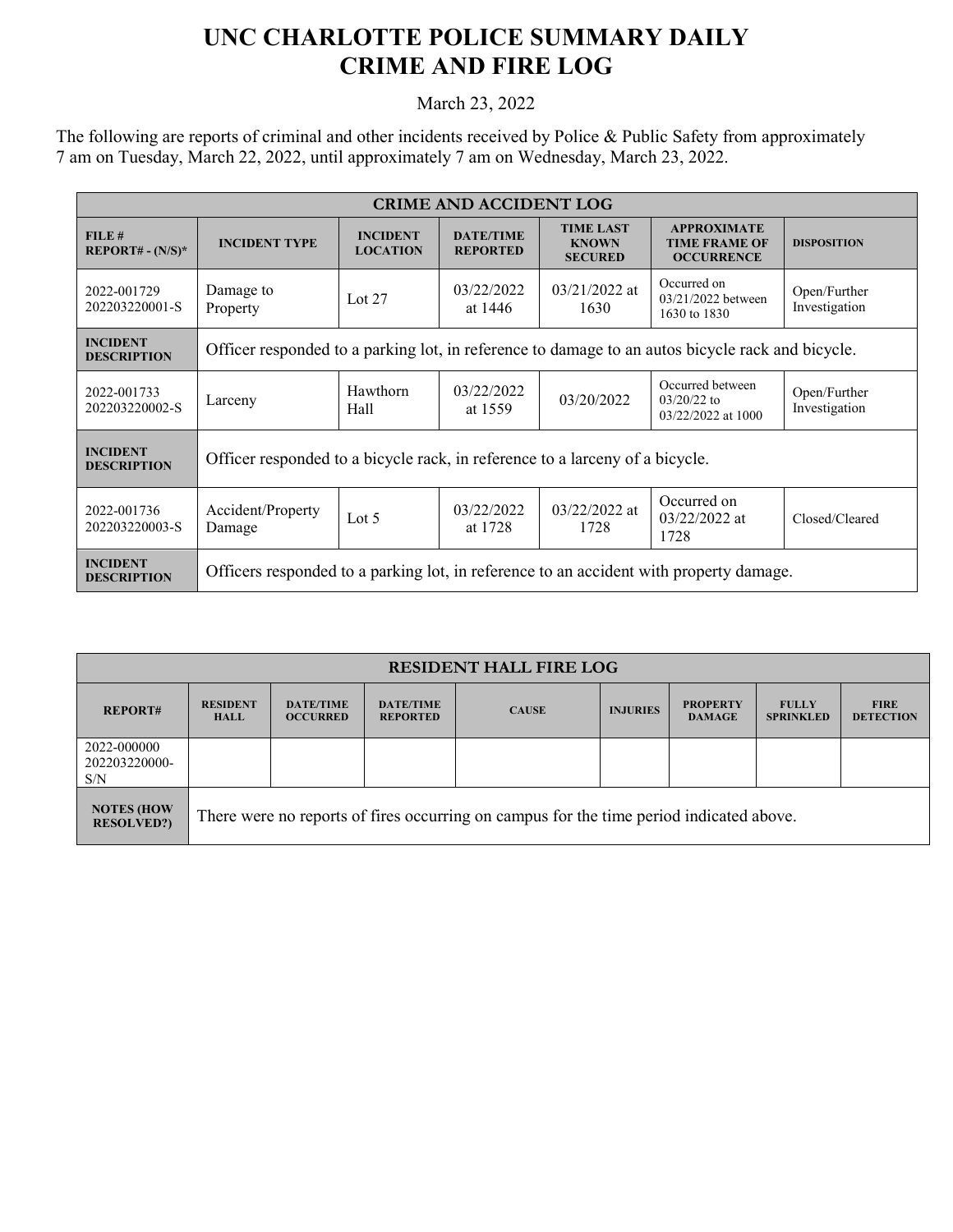# UNC CHARLOTTE POLICE SUMMARY DAILY CRIME AND FIRE LOG

March 23, 2022

The following are reports of criminal and other incidents received by Police & Public Safety from approximately 7 am on Tuesday, March 22, 2022, until approximately 7 am on Wednesday, March 23, 2022.

| CRIME AND ACCIDENT LOG | | | | | | |
|---|---|---|---|---|---|---|
| **FILE # REPORT# - (N/S)*** | **INCIDENT TYPE** | **INCIDENT LOCATION** | **DATE/TIME REPORTED** | **TIME LAST KNOWN SECURED** | **APPROXIMATE TIME FRAME OF OCCURRENCE** | **DISPOSITION** |
| 2022-001729 202203220001-S | Damage to Property | Lot 27 | 03/22/2022 at 1446 | 03/21/2022 at 1630 | Occurred on 03/21/2022 between 1630 to 1830 | Open/Further Investigation |
| **INCIDENT DESCRIPTION** | Officer responded to a parking lot, in reference to damage to an autos bicycle rack and bicycle. | | | | | |
| 2022-001733 202203220002-S | Larceny | Hawthorn Hall | 03/22/2022 at 1559 | 03/20/2022 | Occurred between 03/20/22 to 03/22/2022 at 1000 | Open/Further Investigation |
| **INCIDENT DESCRIPTION** | Officer responded to a bicycle rack, in reference to a larceny of a bicycle. | | | | | |
| 2022-001736 202203220003-S | Accident/Property Damage | Lot 5 | 03/22/2022 at 1728 | 03/22/2022 at 1728 | Occurred on 03/22/2022 at 1728 | Closed/Cleared |
| **INCIDENT DESCRIPTION** | Officers responded to a parking lot, in reference to an accident with property damage. | | | | | |

| RESIDENT HALL FIRE LOG | | | | | | | | |
|---|---|---|---|---|---|---|---|---|
| **REPORT#** | **RESIDENT HALL** | **DATE/TIME OCCURRED** | **DATE/TIME REPORTED** | **CAUSE** | **INJURIES** | **PROPERTY DAMAGE** | **FULLY SPRINKLED** | **FIRE DETECTION** |
| 2022-000000 202203220000-S/N | | | | | | | | |
| **NOTES (HOW RESOLVED?)** | There were no reports of fires occurring on campus for the time period indicated above. | | | | | | | |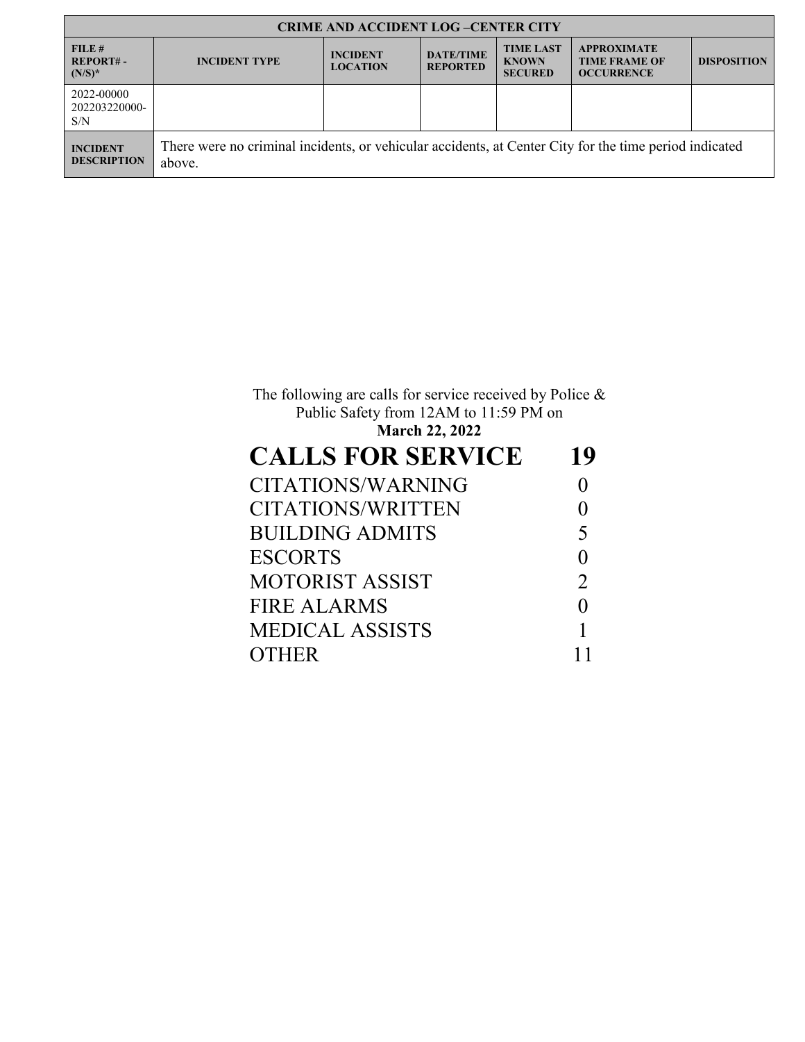| CRIME AND ACCIDENT LOG –CENTER CITY | | | | | | |
|---|---|---|---|---|---|---|
| **FILE # REPORT# - (N/S)*** | **INCIDENT TYPE** | **INCIDENT LOCATION** | **DATE/TIME REPORTED** | **TIME LAST KNOWN SECURED** | **APPROXIMATE TIME FRAME OF OCCURRENCE** | **DISPOSITION** |
| 2022-00000 202203220000-S/N | | | | | | |
| **INCIDENT DESCRIPTION** | There were no criminal incidents, or vehicular accidents, at Center City for the time period indicated above. | | | | | |

The following are calls for service received by Police & Public Safety from 12AM to 11:59 PM on
**March 22, 2022**

| | |
|---|---|
| **CALLS FOR SERVICE** | **19** |
| CITATIONS/WARNING | 0 |
| CITATIONS/WRITTEN | 0 |
| BUILDING ADMITS | 5 |
| ESCORTS | 0 |
| MOTORIST ASSIST | 2 |
| FIRE ALARMS | 0 |
| MEDICAL ASSISTS | 1 |
| OTHER | 11 |